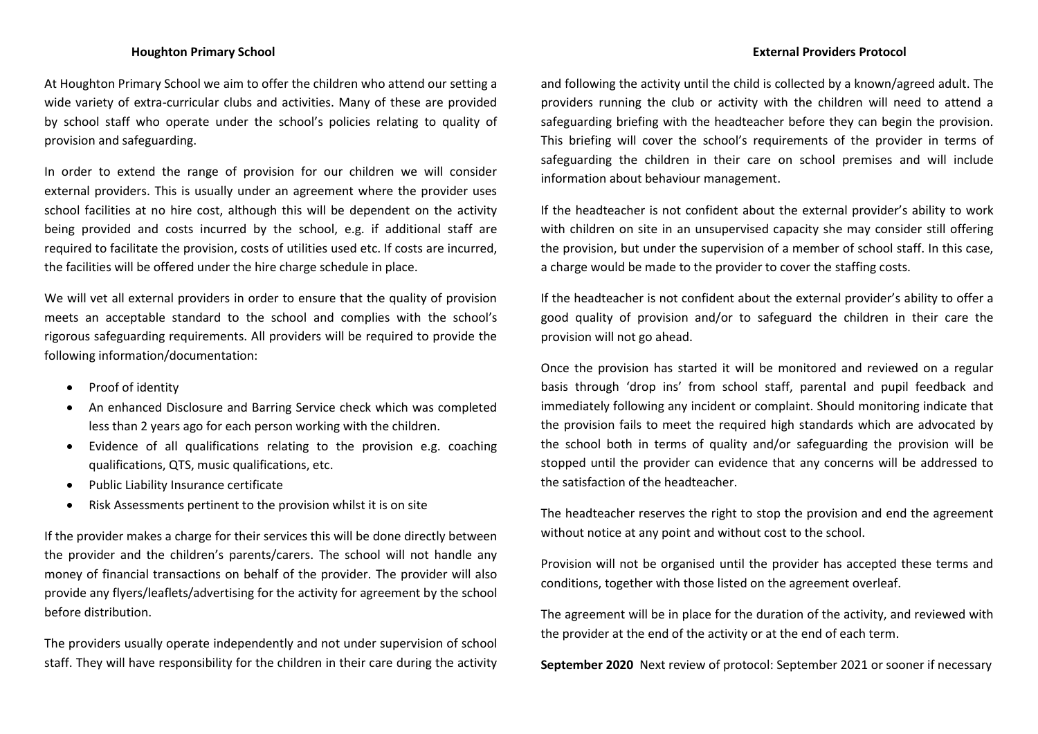# Houghton Primary School

## External Providers Protocol

At Houghton Primary School we aim to offer the children who attend our setting a wide variety of extra-curricular clubs and activities. Many of these are provided by school staff who operate under the school's policies relating to quality of provision and safeguarding.

In order to extend the range of provision for our children we will consider external providers. This is usually under an agreement where the provider uses school facilities at no hire cost, although this will be dependent on the activity being provided and costs incurred by the school, e.g. if additional staff are required to facilitate the provision, costs of utilities used etc. If costs are incurred, the facilities will be offered under the hire charge schedule in place.

We will vet all external providers in order to ensure that the quality of provision meets an acceptable standard to the school and complies with the school's rigorous safeguarding requirements. All providers will be required to provide the following information/documentation:

- Proof of identity
- An enhanced Disclosure and Barring Service check which was completed less than 2 years ago for each person working with the children.
- Evidence of all qualifications relating to the provision e.g. coaching qualifications, QTS, music qualifications, etc.
- Public Liability Insurance certificate
- Risk Assessments pertinent to the provision whilst it is on site

If the provider makes a charge for their services this will be done directly between the provider and the children's parents/carers. The school will not handle any money of financial transactions on behalf of the provider. The provider will also provide any flyers/leaflets/advertising for the activity for agreement by the school before distribution.

The providers usually operate independently and not under supervision of school staff. They will have responsibility for the children in their care during the activity and following the activity until the child is collected by a known/agreed adult. The providers running the club or activity with the children will need to attend a safeguarding briefing with the headteacher before they can begin the provision. This briefing will cover the school's requirements of the provider in terms of safeguarding the children in their care on school premises and will include information about behaviour management.

If the headteacher is not confident about the external provider's ability to work with children on site in an unsupervised capacity she may consider still offering the provision, but under the supervision of a member of school staff. In this case, a charge would be made to the provider to cover the staffing costs.

If the headteacher is not confident about the external provider's ability to offer a good quality of provision and/or to safeguard the children in their care the provision will not go ahead.

Once the provision has started it will be monitored and reviewed on a regular basis through 'drop ins' from school staff, parental and pupil feedback and immediately following any incident or complaint. Should monitoring indicate that the provision fails to meet the required high standards which are advocated by the school both in terms of quality and/or safeguarding the provision will be stopped until the provider can evidence that any concerns will be addressed to the satisfaction of the headteacher.

The headteacher reserves the right to stop the provision and end the agreement without notice at any point and without cost to the school.

Provision will not be organised until the provider has accepted these terms and conditions, together with those listed on the agreement overleaf.

The agreement will be in place for the duration of the activity, and reviewed with the provider at the end of the activity or at the end of each term.

**September 2020** Next review of protocol: September 2021 or sooner if necessary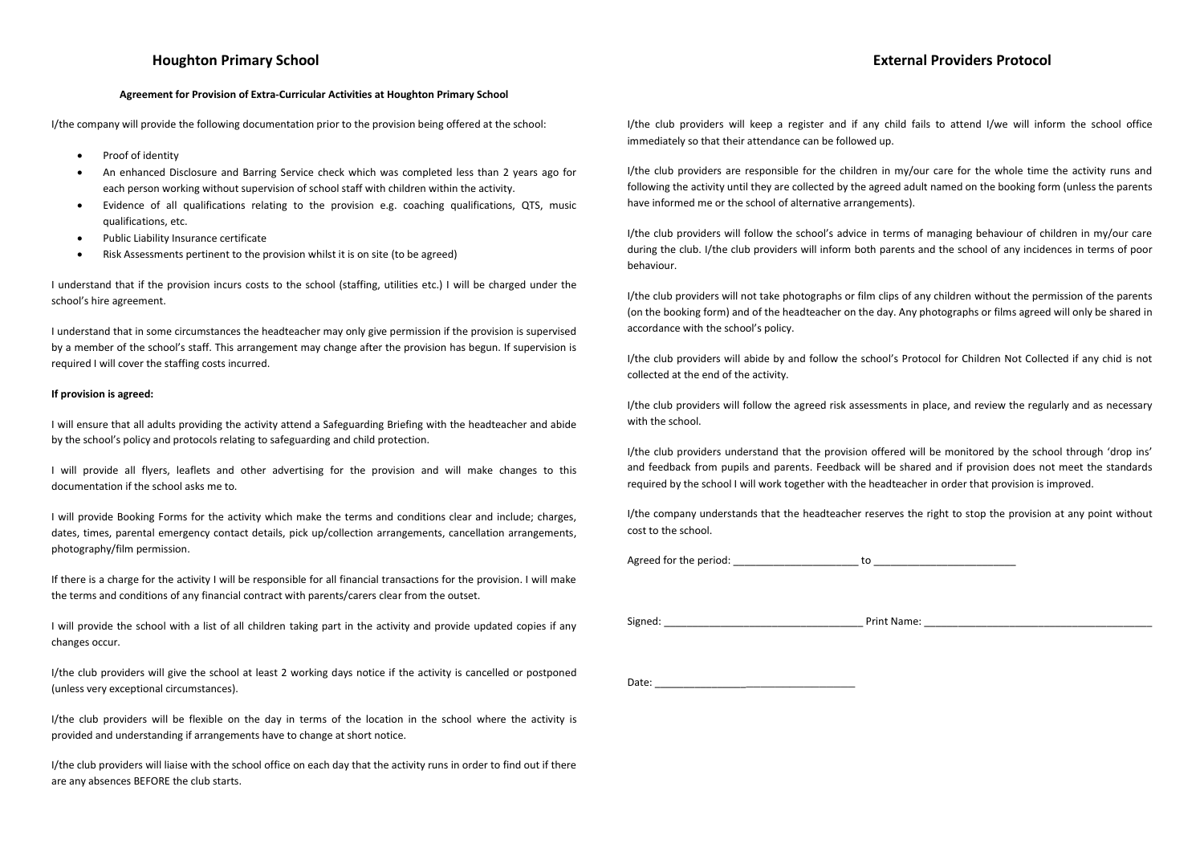## Houghton Primary School

## External Providers Protocol

**Agreement for Provision of Extra-Curricular Activities at Houghton Primary School**

I/the company will provide the following documentation prior to the provision being offered at the school:

- Proof of identity
- An enhanced Disclosure and Barring Service check which was completed less than 2 years ago for each person working without supervision of school staff with children within the activity.
- Evidence of all qualifications relating to the provision e.g. coaching qualifications, QTS, music qualifications, etc.
- Public Liability Insurance certificate
- Risk Assessments pertinent to the provision whilst it is on site (to be agreed)

I understand that if the provision incurs costs to the school (staffing, utilities etc.) I will be charged under the school's hire agreement.

I understand that in some circumstances the headteacher may only give permission if the provision is supervised by a member of the school's staff. This arrangement may change after the provision has begun. If supervision is required I will cover the staffing costs incurred.

**If provision is agreed:**

I will ensure that all adults providing the activity attend a Safeguarding Briefing with the headteacher and abide by the school's policy and protocols relating to safeguarding and child protection.

I will provide all flyers, leaflets and other advertising for the provision and will make changes to this documentation if the school asks me to.

I will provide Booking Forms for the activity which make the terms and conditions clear and include; charges, dates, times, parental emergency contact details, pick up/collection arrangements, cancellation arrangements, photography/film permission.

If there is a charge for the activity I will be responsible for all financial transactions for the provision. I will make the terms and conditions of any financial contract with parents/carers clear from the outset.

I will provide the school with a list of all children taking part in the activity and provide updated copies if any changes occur.

I/the club providers will give the school at least 2 working days notice if the activity is cancelled or postponed (unless very exceptional circumstances).

I/the club providers will be flexible on the day in terms of the location in the school where the activity is provided and understanding if arrangements have to change at short notice.

I/the club providers will liaise with the school office on each day that the activity runs in order to find out if there are any absences BEFORE the club starts.

I/the club providers will keep a register and if any child fails to attend I/we will inform the school office immediately so that their attendance can be followed up.

I/the club providers are responsible for the children in my/our care for the whole time the activity runs and following the activity until they are collected by the agreed adult named on the booking form (unless the parents have informed me or the school of alternative arrangements).

I/the club providers will follow the school's advice in terms of managing behaviour of children in my/our care during the club. I/the club providers will inform both parents and the school of any incidences in terms of poor behaviour.

I/the club providers will not take photographs or film clips of any children without the permission of the parents (on the booking form) and of the headteacher on the day. Any photographs or films agreed will only be shared in accordance with the school's policy.

I/the club providers will abide by and follow the school's Protocol for Children Not Collected if any chid is not collected at the end of the activity.

I/the club providers will follow the agreed risk assessments in place, and review the regularly and as necessary with the school.

I/the club providers understand that the provision offered will be monitored by the school through 'drop ins' and feedback from pupils and parents. Feedback will be shared and if provision does not meet the standards required by the school I will work together with the headteacher in order that provision is improved.

I/the company understands that the headteacher reserves the right to stop the provision at any point without cost to the school.

Agreed for the period: ______________________ to _________________________

Signed: ___________________________________ Print Name: ________________________________________

Date: ___________________________________